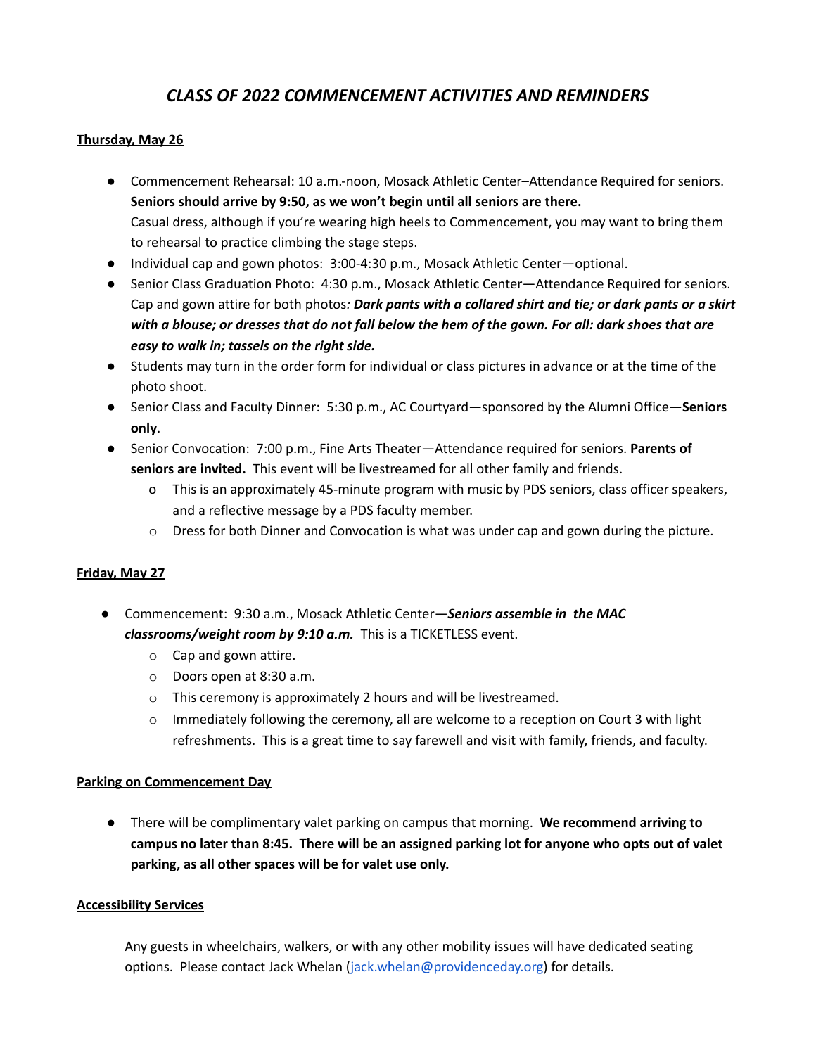# *CLASS OF 2022 COMMENCEMENT ACTIVITIES AND REMINDERS*

**Thursday, May 26**

- Commencement Rehearsal: 10 a.m.-noon, Mosack Athletic Center–Attendance Required for seniors. **Seniors should arrive by 9:50, as we won't begin until all seniors are there.** Casual dress, although if you're wearing high heels to Commencement, you may want to bring them to rehearsal to practice climbing the stage steps.
- Individual cap and gown photos: 3:00-4:30 p.m., Mosack Athletic Center—optional.
- Senior Class Graduation Photo: 4:30 p.m., Mosack Athletic Center—Attendance Required for seniors. Cap and gown attire for both photos*: **Dark pants with a collared shirt and tie; or dark pants or a skirt with a blouse; or dresses that do not fall below the hem of the gown. For all: dark shoes that are easy to walk in; tassels on the right side.***
- Students may turn in the order form for individual or class pictures in advance or at the time of the photo shoot.
- Senior Class and Faculty Dinner: 5:30 p.m., AC Courtyard—sponsored by the Alumni Office—**Seniors only**.
- Senior Convocation: 7:00 p.m., Fine Arts Theater—Attendance required for seniors. **Parents of seniors are invited.** This event will be livestreamed for all other family and friends.
  - This is an approximately 45-minute program with music by PDS seniors, class officer speakers, and a reflective message by a PDS faculty member.
  - Dress for both Dinner and Convocation is what was under cap and gown during the picture.

**Friday, May 27**

- Commencement: 9:30 a.m., Mosack Athletic Center—***Seniors assemble in the MAC classrooms/weight room by 9:10 a.m.*** This is a TICKETLESS event.
  - Cap and gown attire.
  - Doors open at 8:30 a.m.
  - This ceremony is approximately 2 hours and will be livestreamed.
  - Immediately following the ceremony, all are welcome to a reception on Court 3 with light refreshments. This is a great time to say farewell and visit with family, friends, and faculty.

**Parking on Commencement Day**

- There will be complimentary valet parking on campus that morning. **We recommend arriving to campus no later than 8:45. There will be an assigned parking lot for anyone who opts out of valet parking, as all other spaces will be for valet use only.**

**Accessibility Services**

Any guests in wheelchairs, walkers, or with any other mobility issues will have dedicated seating options. Please contact Jack Whelan (jack.whelan@providenceday.org) for details.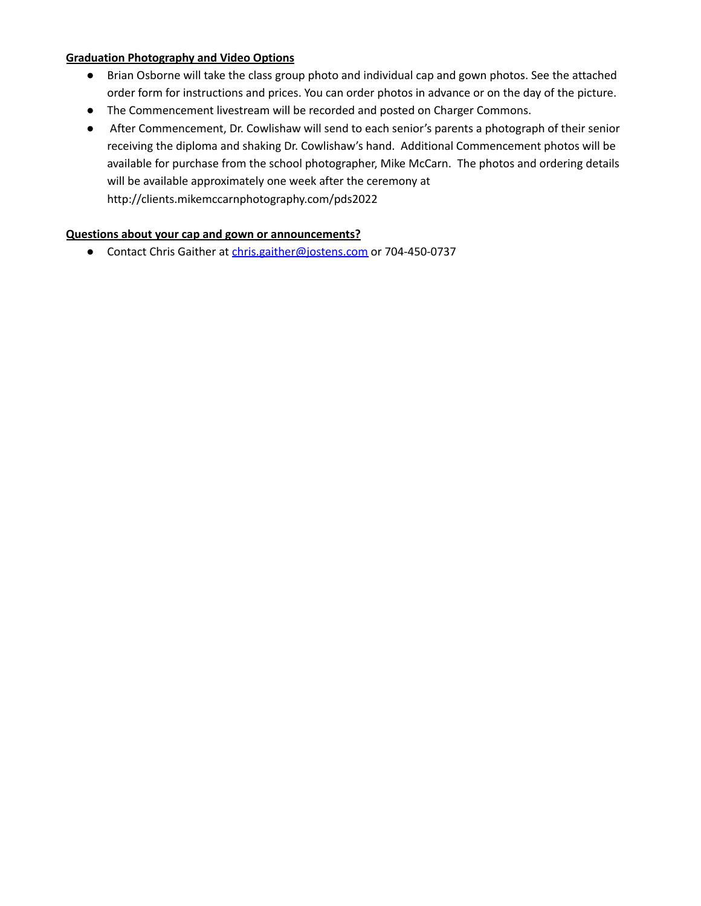**Graduation Photography and Video Options**

- Brian Osborne will take the class group photo and individual cap and gown photos. See the attached order form for instructions and prices. You can order photos in advance or on the day of the picture.
- The Commencement livestream will be recorded and posted on Charger Commons.
- After Commencement, Dr. Cowlishaw will send to each senior's parents a photograph of their senior receiving the diploma and shaking Dr. Cowlishaw's hand. Additional Commencement photos will be available for purchase from the school photographer, Mike McCarn. The photos and ordering details will be available approximately one week after the ceremony at http://clients.mikemccarnphotography.com/pds2022

**Questions about your cap and gown or announcements?**

- Contact Chris Gaither at chris.gaither@jostens.com or 704-450-0737